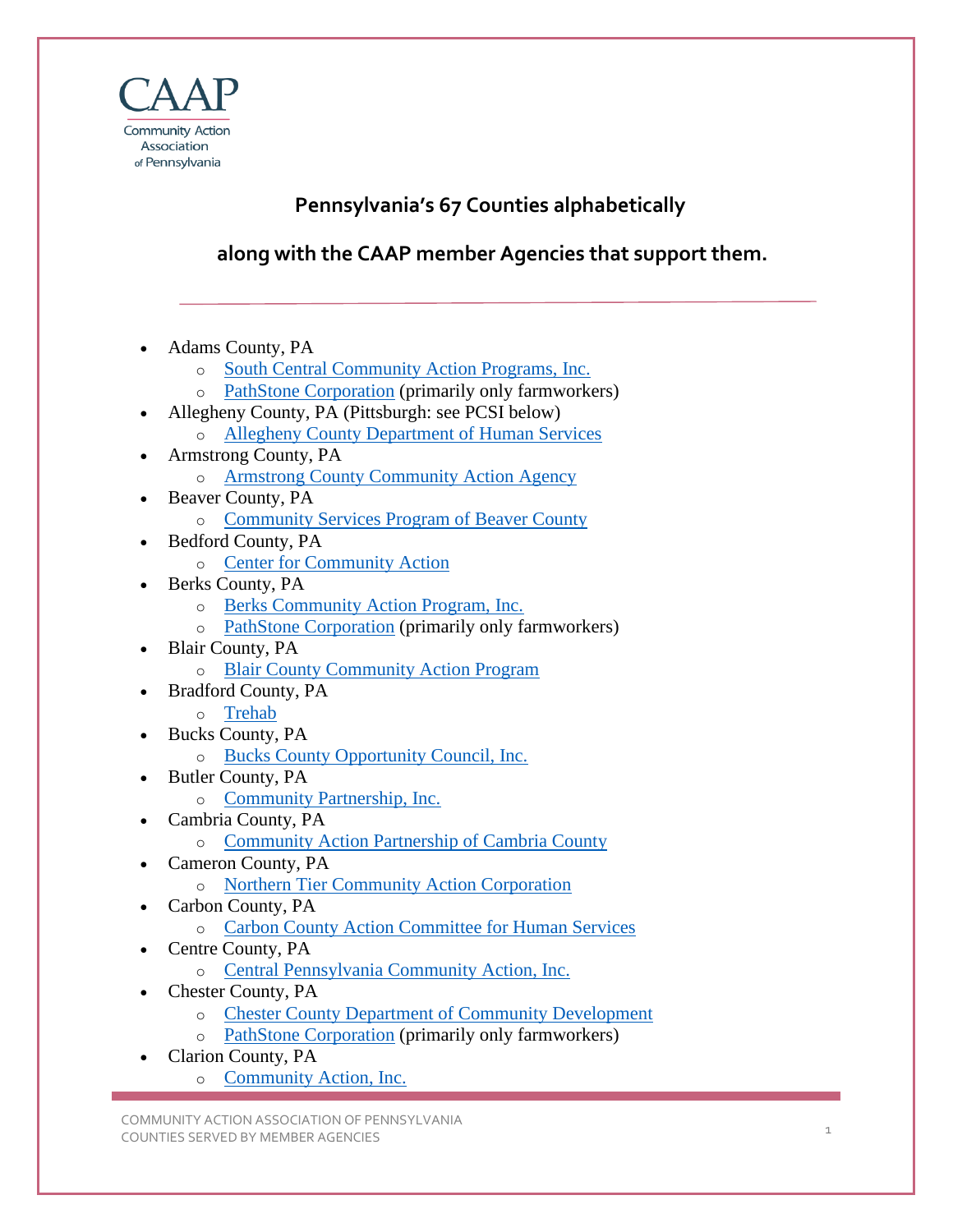CAAP

Community Action Association of Pennsylvania

## Pennsylvania's 67 Counties alphabetically

## along with the CAAP member Agencies that support them.

- Adams County, PA
  - South Central Community Action Programs, Inc.
  - PathStone Corporation (primarily only farmworkers)
- Allegheny County, PA (Pittsburgh: see PCSI below)
  - Allegheny County Department of Human Services
- Armstrong County, PA
  - Armstrong County Community Action Agency
- Beaver County, PA
  - Community Services Program of Beaver County
- Bedford County, PA
  - Center for Community Action
- Berks County, PA
  - Berks Community Action Program, Inc.
  - PathStone Corporation (primarily only farmworkers)
- Blair County, PA
  - Blair County Community Action Program
- Bradford County, PA
  - Trehab
- Bucks County, PA
  - Bucks County Opportunity Council, Inc.
- Butler County, PA
  - Community Partnership, Inc.
- Cambria County, PA
  - Community Action Partnership of Cambria County
- Cameron County, PA
  - Northern Tier Community Action Corporation
- Carbon County, PA
  - Carbon County Action Committee for Human Services
- Centre County, PA
  - Central Pennsylvania Community Action, Inc.
- Chester County, PA
  - Chester County Department of Community Development
  - PathStone Corporation (primarily only farmworkers)
- Clarion County, PA
  - Community Action, Inc.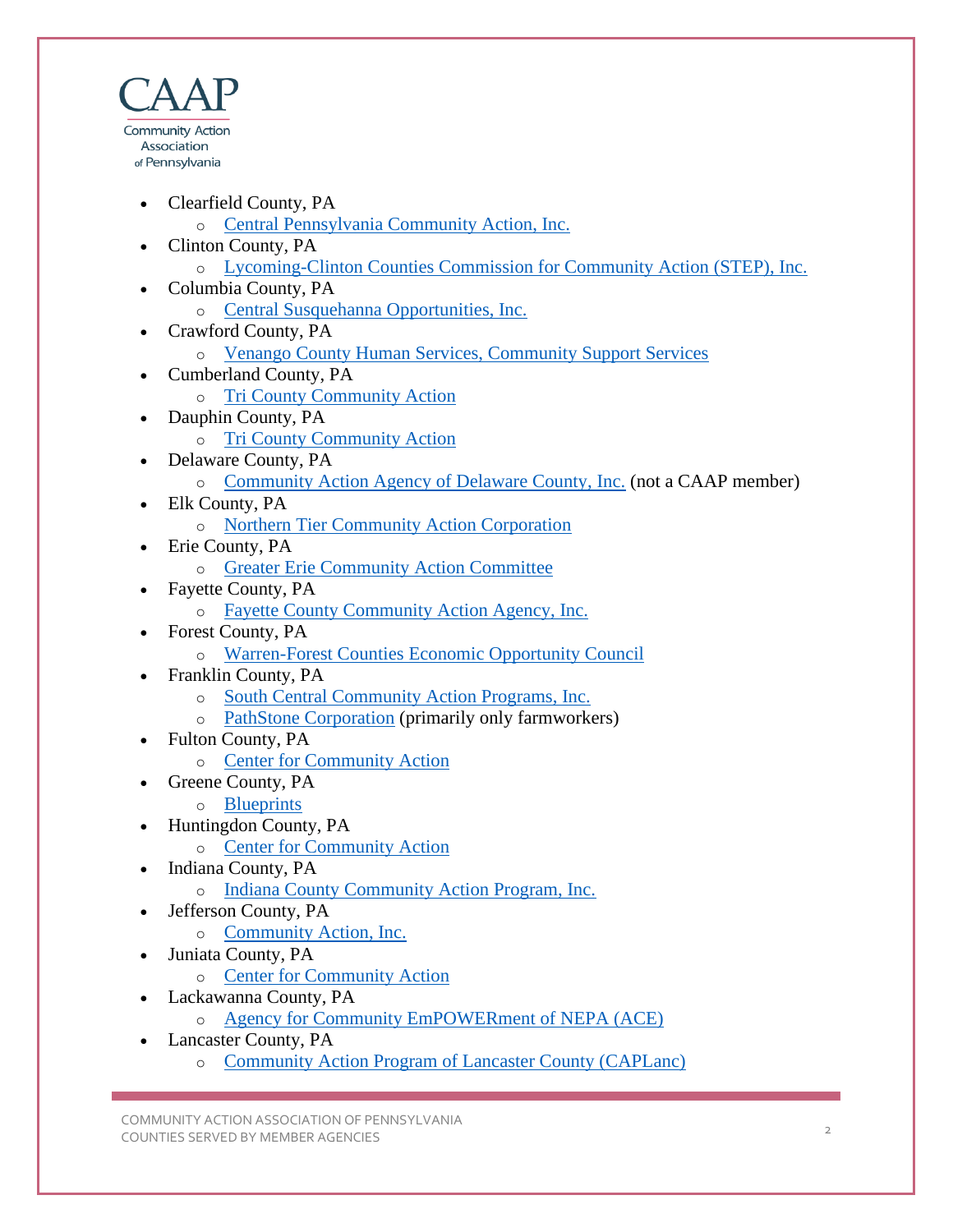- Clearfield County, PA
  - Central Pennsylvania Community Action, Inc.
- Clinton County, PA
  - Lycoming-Clinton Counties Commission for Community Action (STEP), Inc.
- Columbia County, PA
  - Central Susquehanna Opportunities, Inc.
- Crawford County, PA
  - Venango County Human Services, Community Support Services
- Cumberland County, PA
  - Tri County Community Action
- Dauphin County, PA
  - Tri County Community Action
- Delaware County, PA
  - Community Action Agency of Delaware County, Inc. (not a CAAP member)
- Elk County, PA
  - Northern Tier Community Action Corporation
- Erie County, PA
  - Greater Erie Community Action Committee
- Fayette County, PA
  - Fayette County Community Action Agency, Inc.
- Forest County, PA
  - Warren-Forest Counties Economic Opportunity Council
- Franklin County, PA
  - South Central Community Action Programs, Inc.
  - PathStone Corporation (primarily only farmworkers)
- Fulton County, PA
  - Center for Community Action
- Greene County, PA
  - Blueprints
- Huntingdon County, PA
  - Center for Community Action
- Indiana County, PA
  - Indiana County Community Action Program, Inc.
- Jefferson County, PA
  - Community Action, Inc.
- Juniata County, PA
  - Center for Community Action
- Lackawanna County, PA
  - Agency for Community EmPOWERment of NEPA (ACE)
- Lancaster County, PA
  - Community Action Program of Lancaster County (CAPLanc)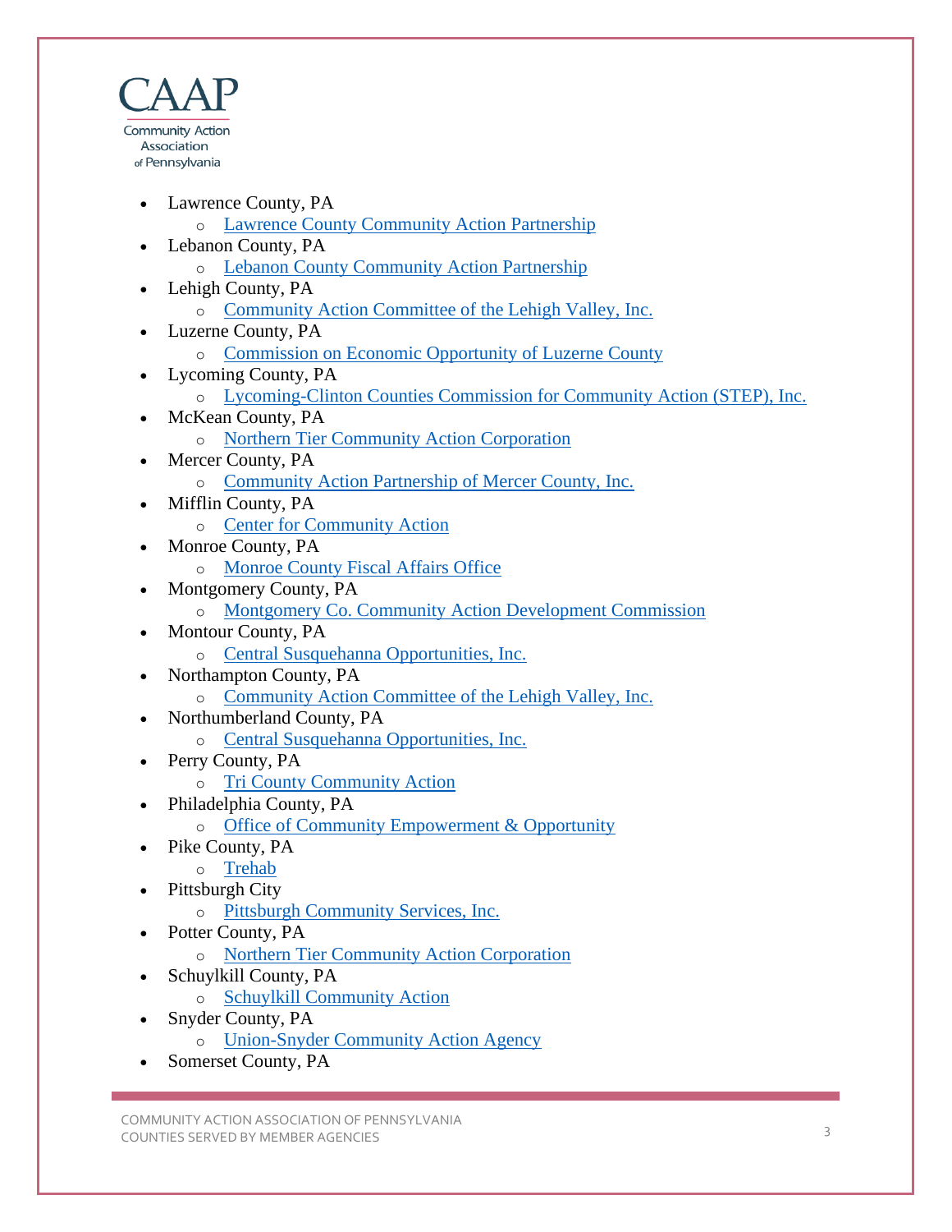- Lawrence County, PA
  - Lawrence County Community Action Partnership
- Lebanon County, PA
  - Lebanon County Community Action Partnership
- Lehigh County, PA
  - Community Action Committee of the Lehigh Valley, Inc.
- Luzerne County, PA
  - Commission on Economic Opportunity of Luzerne County
- Lycoming County, PA
  - Lycoming-Clinton Counties Commission for Community Action (STEP), Inc.
- McKean County, PA
  - Northern Tier Community Action Corporation
- Mercer County, PA
  - Community Action Partnership of Mercer County, Inc.
- Mifflin County, PA
  - Center for Community Action
- Monroe County, PA
  - Monroe County Fiscal Affairs Office
- Montgomery County, PA
  - Montgomery Co. Community Action Development Commission
- Montour County, PA
  - Central Susquehanna Opportunities, Inc.
- Northampton County, PA
  - Community Action Committee of the Lehigh Valley, Inc.
- Northumberland County, PA
  - Central Susquehanna Opportunities, Inc.
- Perry County, PA
  - Tri County Community Action
- Philadelphia County, PA
  - Office of Community Empowerment & Opportunity
- Pike County, PA
  - Trehab
- Pittsburgh City
  - Pittsburgh Community Services, Inc.
- Potter County, PA
  - Northern Tier Community Action Corporation
- Schuylkill County, PA
  - Schuylkill Community Action
- Snyder County, PA
  - Union-Snyder Community Action Agency
- Somerset County, PA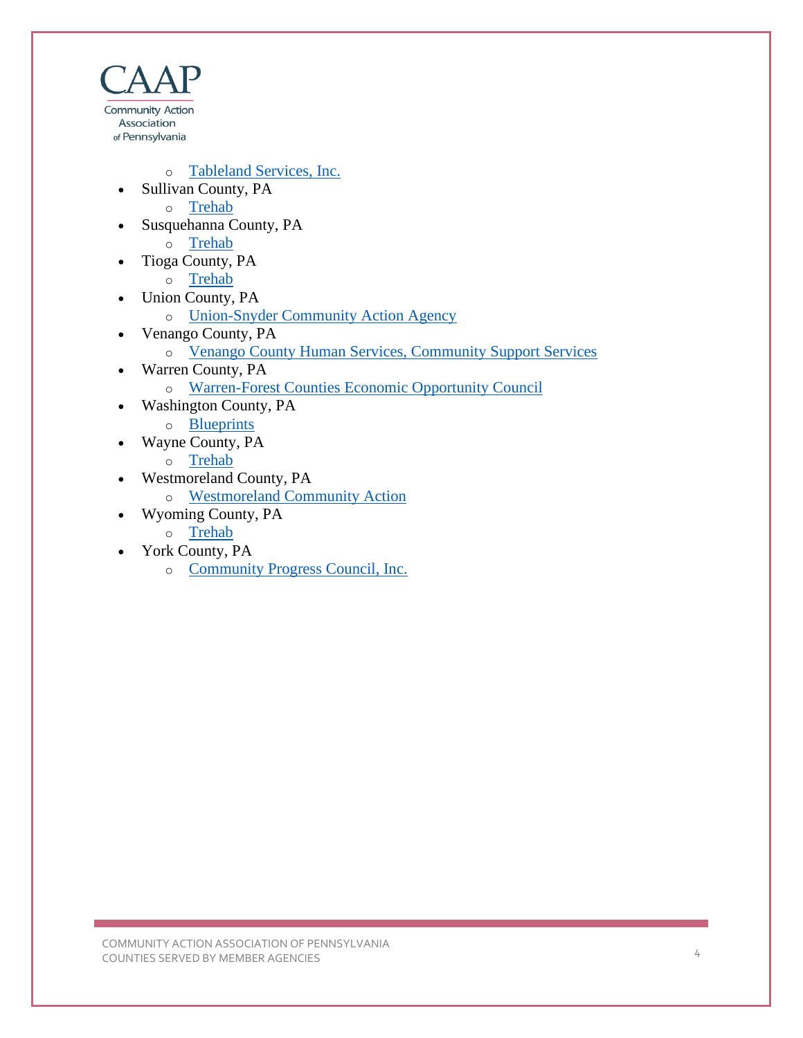- Tableland Services, Inc.
- Sullivan County, PA
    - Trehab
- Susquehanna County, PA
    - Trehab
- Tioga County, PA
    - Trehab
- Union County, PA
    - Union-Snyder Community Action Agency
- Venango County, PA
    - Venango County Human Services, Community Support Services
- Warren County, PA
    - Warren-Forest Counties Economic Opportunity Council
- Washington County, PA
    - Blueprints
- Wayne County, PA
    - Trehab
- Westmoreland County, PA
    - Westmoreland Community Action
- Wyoming County, PA
    - Trehab
- York County, PA
    - Community Progress Council, Inc.